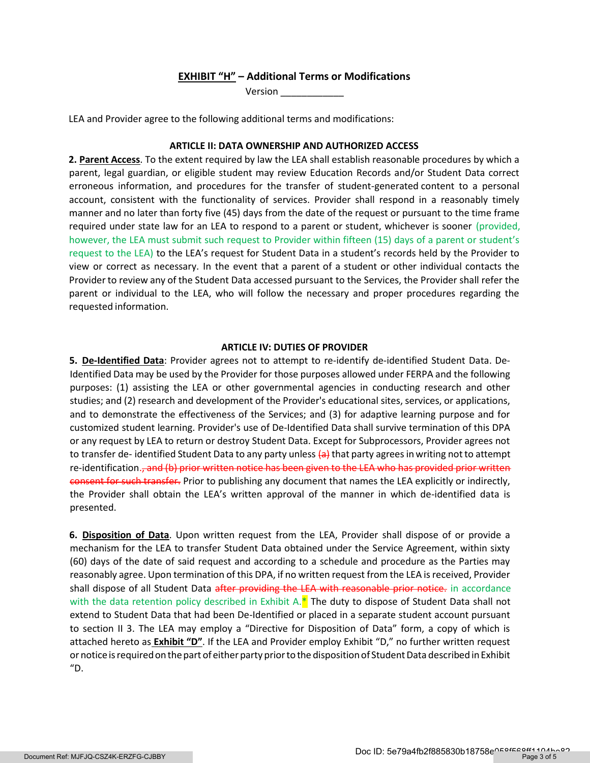## **EXHIBIT "H"** – Additional Terms or Modifications

Version ____________

LEA and Provider agree to the following additional terms and modifications:

### ARTICLE II: DATA OWNERSHIP AND AUTHORIZED ACCESS

**2. Parent Access**. To the extent required by law the LEA shall establish reasonable procedures by which a parent, legal guardian, or eligible student may review Education Records and/or Student Data correct erroneous information, and procedures for the transfer of student-generated content to a personal account, consistent with the functionality of services. Provider shall respond in a reasonably timely manner and no later than forty five (45) days from the date of the request or pursuant to the time frame required under state law for an LEA to respond to a parent or student, whichever is sooner (provided, however, the LEA must submit such request to Provider within fifteen (15) days of a parent or student's request to the LEA) to the LEA's request for Student Data in a student's records held by the Provider to view or correct as necessary. In the event that a parent of a student or other individual contacts the Provider to review any of the Student Data accessed pursuant to the Services, the Provider shall refer the parent or individual to the LEA, who will follow the necessary and proper procedures regarding the requested information.

### ARTICLE IV: DUTIES OF PROVIDER

**5. De-Identified Data**: Provider agrees not to attempt to re-identify de-identified Student Data. De-Identified Data may be used by the Provider for those purposes allowed under FERPA and the following purposes: (1) assisting the LEA or other governmental agencies in conducting research and other studies; and (2) research and development of the Provider's educational sites, services, or applications, and to demonstrate the effectiveness of the Services; and (3) for adaptive learning purpose and for customized student learning. Provider's use of De-Identified Data shall survive termination of this DPA or any request by LEA to return or destroy Student Data. Except for Subprocessors, Provider agrees not to transfer de- identified Student Data to any party unless ~~(a)~~ that party agrees in writing not to attempt re-identification.~~, and (b) prior written notice has been given to the LEA who has provided prior written consent for such transfer.~~ Prior to publishing any document that names the LEA explicitly or indirectly, the Provider shall obtain the LEA's written approval of the manner in which de-identified data is presented.

**6. Disposition of Data**. Upon written request from the LEA, Provider shall dispose of or provide a mechanism for the LEA to transfer Student Data obtained under the Service Agreement, within sixty (60) days of the date of said request and according to a schedule and procedure as the Parties may reasonably agree. Upon termination of this DPA, if no written request from the LEA is received, Provider shall dispose of all Student Data ~~after providing the LEA with reasonable prior notice.~~ in accordance with the data retention policy described in Exhibit A.* The duty to dispose of Student Data shall not extend to Student Data that had been De-Identified or placed in a separate student account pursuant to section II 3. The LEA may employ a "Directive for Disposition of Data" form, a copy of which is attached hereto as **Exhibit "D"**. If the LEA and Provider employ Exhibit "D," no further written request or notice is required on the part of either party prior to the disposition of Student Data described in Exhibit "D.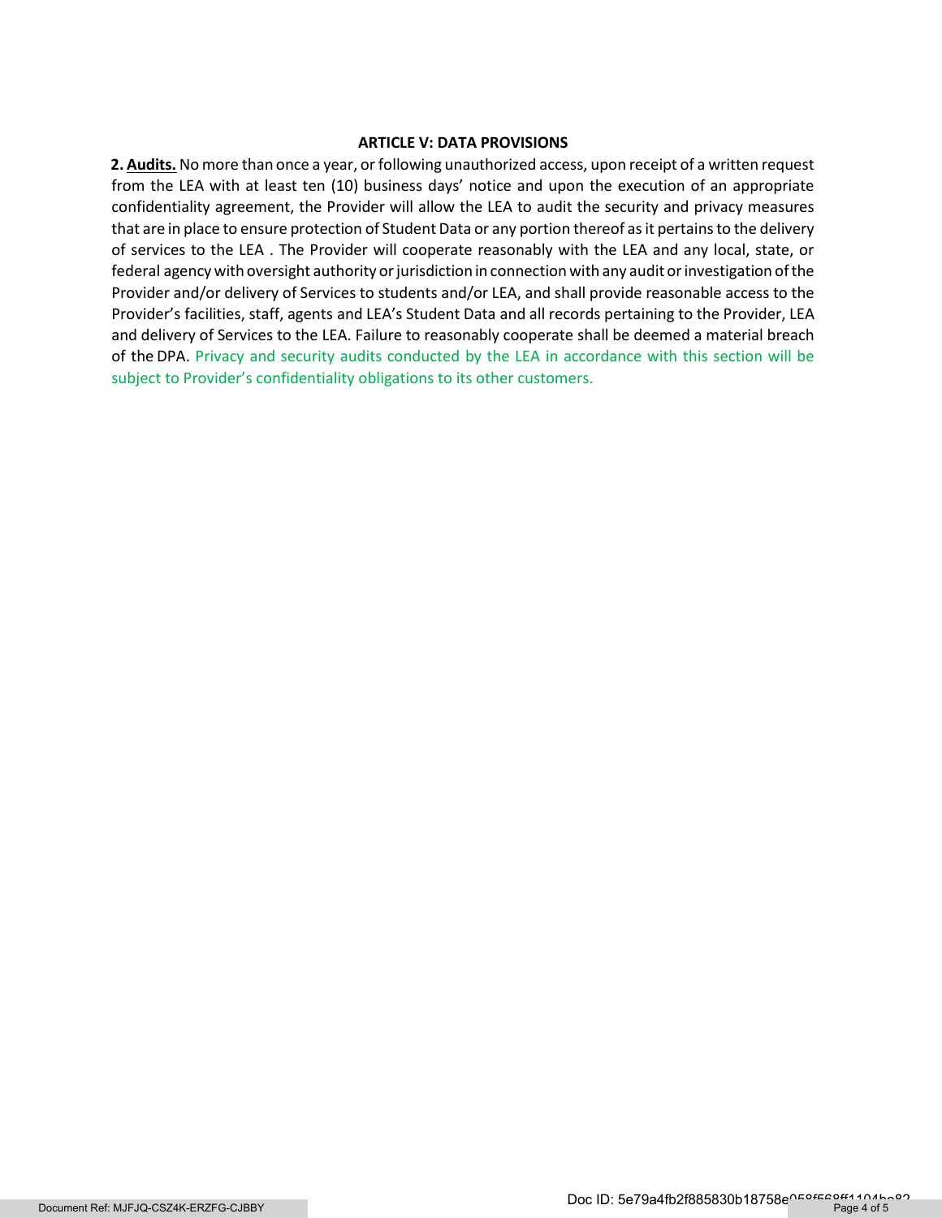### ARTICLE V: DATA PROVISIONS

**2. Audits.** No more than once a year, or following unauthorized access, upon receipt of a written request from the LEA with at least ten (10) business days' notice and upon the execution of an appropriate confidentiality agreement, the Provider will allow the LEA to audit the security and privacy measures that are in place to ensure protection of Student Data or any portion thereof as it pertains to the delivery of services to the LEA . The Provider will cooperate reasonably with the LEA and any local, state, or federal agency with oversight authority or jurisdiction in connection with any audit or investigation of the Provider and/or delivery of Services to students and/or LEA, and shall provide reasonable access to the Provider's facilities, staff, agents and LEA's Student Data and all records pertaining to the Provider, LEA and delivery of Services to the LEA. Failure to reasonably cooperate shall be deemed a material breach of the DPA. Privacy and security audits conducted by the LEA in accordance with this section will be subject to Provider's confidentiality obligations to its other customers.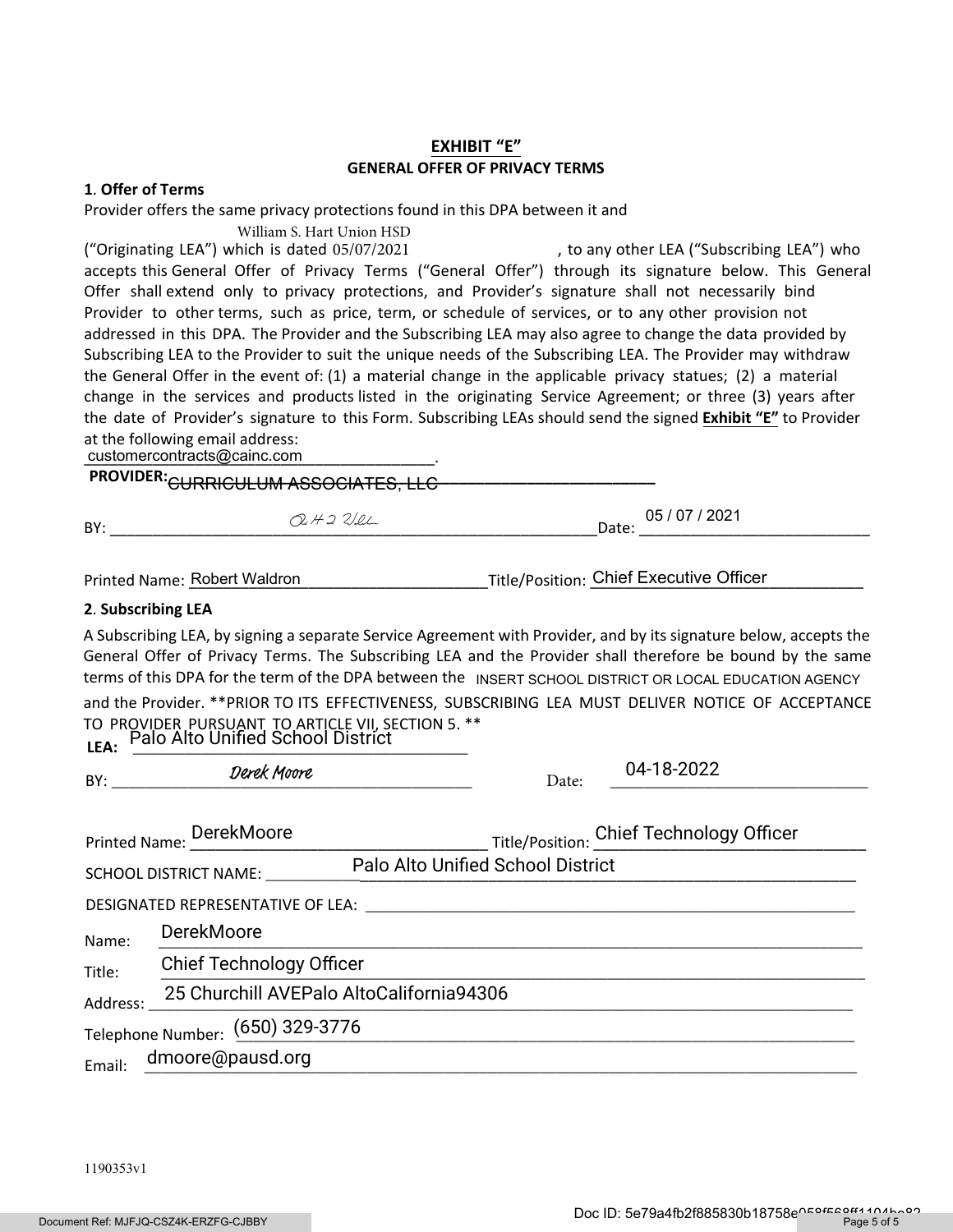## EXHIBIT "E"

### GENERAL OFFER OF PRIVACY TERMS

**1. Offer of Terms**

Provider offers the same privacy protections found in this DPA between it and William S. Hart Union HSD ("Originating LEA") which is dated 05/07/2021, to any other LEA ("Subscribing LEA") who accepts this General Offer of Privacy Terms ("General Offer") through its signature below. This General Offer shall extend only to privacy protections, and Provider's signature shall not necessarily bind Provider to other terms, such as price, term, or schedule of services, or to any other provision not addressed in this DPA. The Provider and the Subscribing LEA may also agree to change the data provided by Subscribing LEA to the Provider to suit the unique needs of the Subscribing LEA. The Provider may withdraw the General Offer in the event of: (1) a material change in the applicable privacy statues; (2) a material change in the services and products listed in the originating Service Agreement; or three (3) years after the date of Provider's signature to this Form. Subscribing LEAs should send the signed **Exhibit "E"** to Provider at the following email address:

customercontracts@cainc.com.

**PROVIDER:** ~~CURRICULUM ASSOCIATES, LLC~~

BY: Q.H.2 Wel Date: 05 / 07 / 2021

Printed Name: Robert Waldron Title/Position: Chief Executive Officer

**2. Subscribing LEA**

A Subscribing LEA, by signing a separate Service Agreement with Provider, and by its signature below, accepts the General Offer of Privacy Terms. The Subscribing LEA and the Provider shall therefore be bound by the same terms of this DPA for the term of the DPA between the INSERT SCHOOL DISTRICT OR LOCAL EDUCATION AGENCY and the Provider. **PRIOR TO ITS EFFECTIVENESS, SUBSCRIBING LEA MUST DELIVER NOTICE OF ACCEPTANCE TO PROVIDER PURSUANT TO ARTICLE VII, SECTION 5. **

**LEA:** Palo Alto Unified School District

BY: *Derek Moore* Date: 04-18-2022

Printed Name: DerekMoore Title/Position: Chief Technology Officer

SCHOOL DISTRICT NAME: Palo Alto Unified School District

DESIGNATED REPRESENTATIVE OF LEA:

Name: DerekMoore

Title: Chief Technology Officer

Address: 25 Churchill AVEPalo AltoCalifornia94306

Telephone Number: (650) 329-3776

Email: dmoore@pausd.org

1190353v1